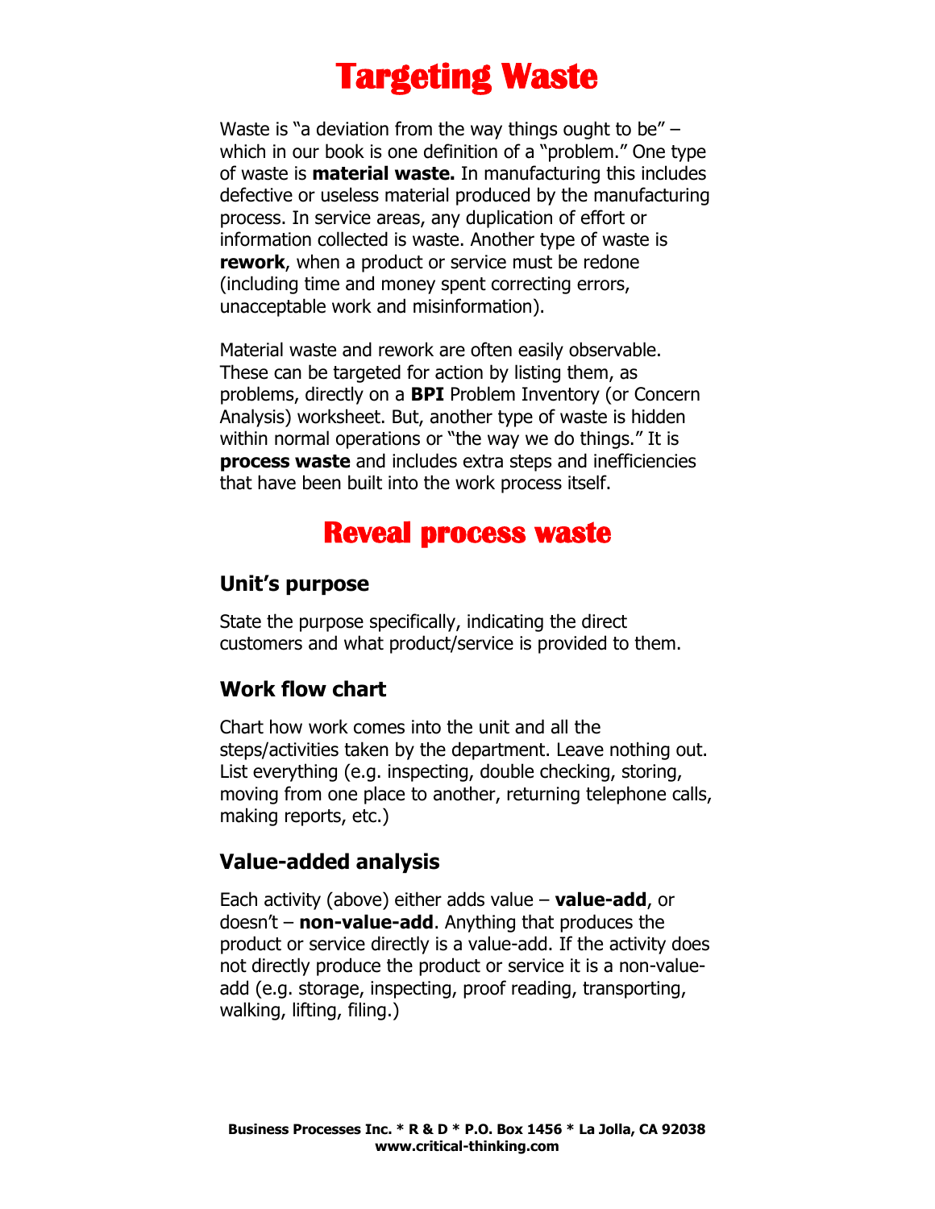# Targeting Waste

Waste is "a deviation from the way things ought to be" – which in our book is one definition of a "problem." One type of waste is **material waste.** In manufacturing this includes defective or useless material produced by the manufacturing process. In service areas, any duplication of effort or information collected is waste. Another type of waste is **rework**, when a product or service must be redone (including time and money spent correcting errors, unacceptable work and misinformation).

Material waste and rework are often easily observable. These can be targeted for action by listing them, as problems, directly on a **BPI** Problem Inventory (or Concern Analysis) worksheet. But, another type of waste is hidden within normal operations or "the way we do things." It is **process waste** and includes extra steps and inefficiencies that have been built into the work process itself.

## Reveal process waste

### Unit's purpose

State the purpose specifically, indicating the direct customers and what product/service is provided to them.

### Work flow chart

Chart how work comes into the unit and all the steps/activities taken by the department. Leave nothing out. List everything (e.g. inspecting, double checking, storing, moving from one place to another, returning telephone calls, making reports, etc.)

### Value-added analysis

Each activity (above) either adds value – **value-add**, or doesn't – **non-value-add**. Anything that produces the product or service directly is a value-add. If the activity does not directly produce the product or service it is a non-value-add (e.g. storage, inspecting, proof reading, transporting, walking, lifting, filing.)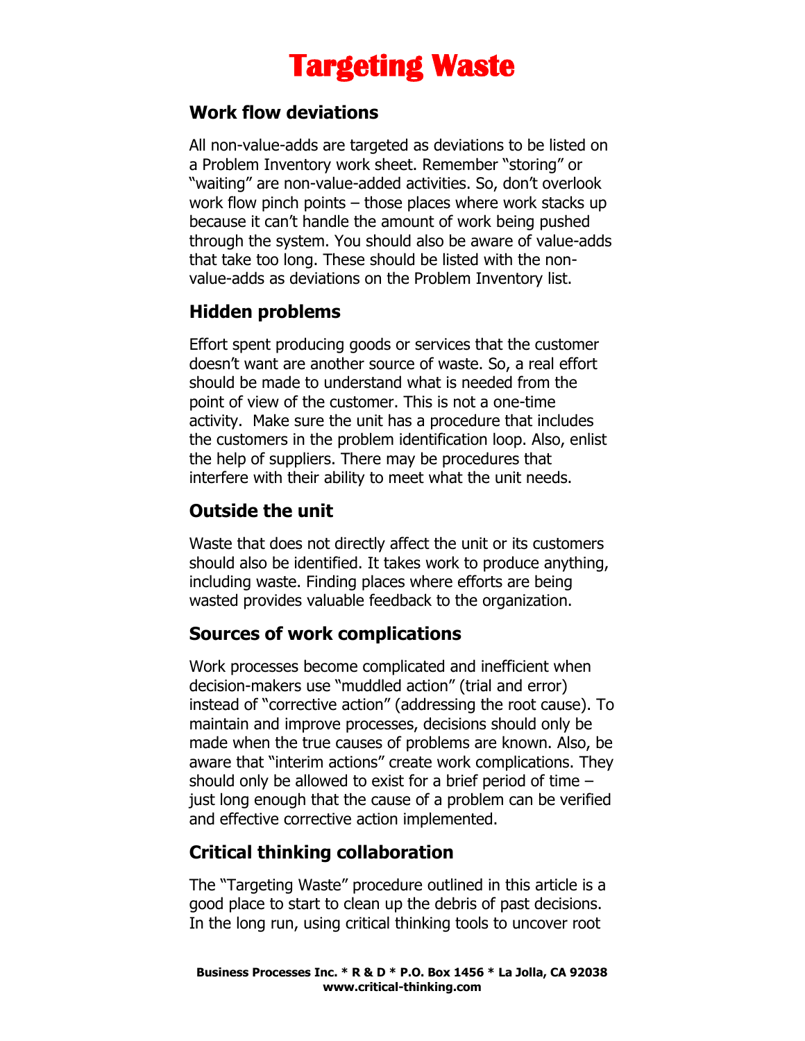# Targeting Waste

## Work flow deviations

All non-value-adds are targeted as deviations to be listed on a Problem Inventory work sheet. Remember "storing" or "waiting" are non-value-added activities. So, don't overlook work flow pinch points – those places where work stacks up because it can't handle the amount of work being pushed through the system. You should also be aware of value-adds that take too long. These should be listed with the non-value-adds as deviations on the Problem Inventory list.

## Hidden problems

Effort spent producing goods or services that the customer doesn't want are another source of waste. So, a real effort should be made to understand what is needed from the point of view of the customer. This is not a one-time activity. Make sure the unit has a procedure that includes the customers in the problem identification loop. Also, enlist the help of suppliers. There may be procedures that interfere with their ability to meet what the unit needs.

## Outside the unit

Waste that does not directly affect the unit or its customers should also be identified. It takes work to produce anything, including waste. Finding places where efforts are being wasted provides valuable feedback to the organization.

## Sources of work complications

Work processes become complicated and inefficient when decision-makers use "muddled action" (trial and error) instead of "corrective action" (addressing the root cause). To maintain and improve processes, decisions should only be made when the true causes of problems are known. Also, be aware that "interim actions" create work complications. They should only be allowed to exist for a brief period of time – just long enough that the cause of a problem can be verified and effective corrective action implemented.

## Critical thinking collaboration

The "Targeting Waste" procedure outlined in this article is a good place to start to clean up the debris of past decisions. In the long run, using critical thinking tools to uncover root

**Business Processes Inc. * R & D * P.O. Box 1456 * La Jolla, CA 92038**
**www.critical-thinking.com**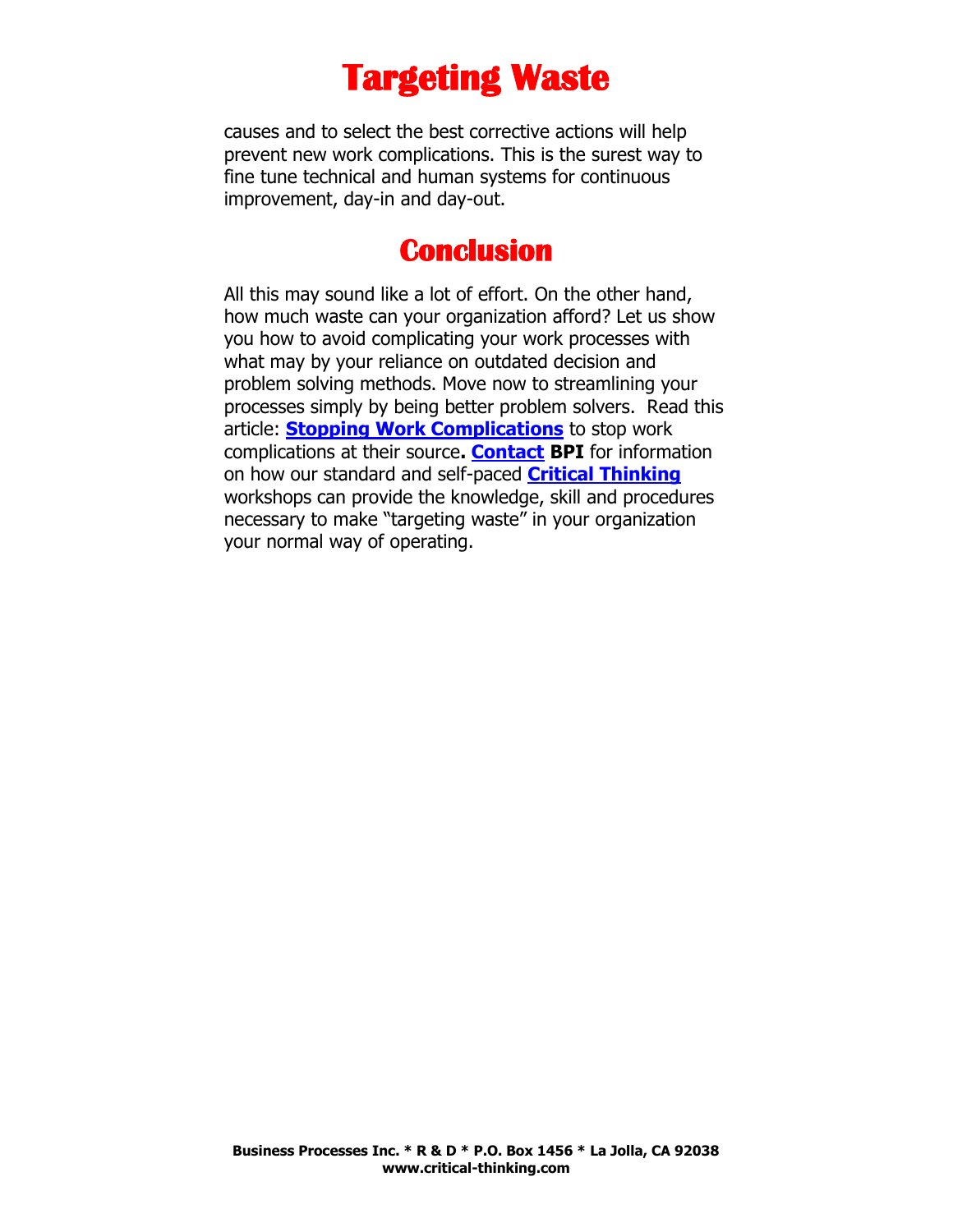causes and to select the best corrective actions will help prevent new work complications. This is the surest way to fine tune technical and human systems for continuous improvement, day-in and day-out.

## Conclusion

All this may sound like a lot of effort. On the other hand, how much waste can your organization afford? Let us show you how to avoid complicating your work processes with what may by your reliance on outdated decision and problem solving methods. Move now to streamlining your processes simply by being better problem solvers. Read this article: **Stopping Work Complications** to stop work complications at their source**. Contact BPI** for information on how our standard and self-paced **Critical Thinking** workshops can provide the knowledge, skill and procedures necessary to make “targeting waste” in your organization your normal way of operating.